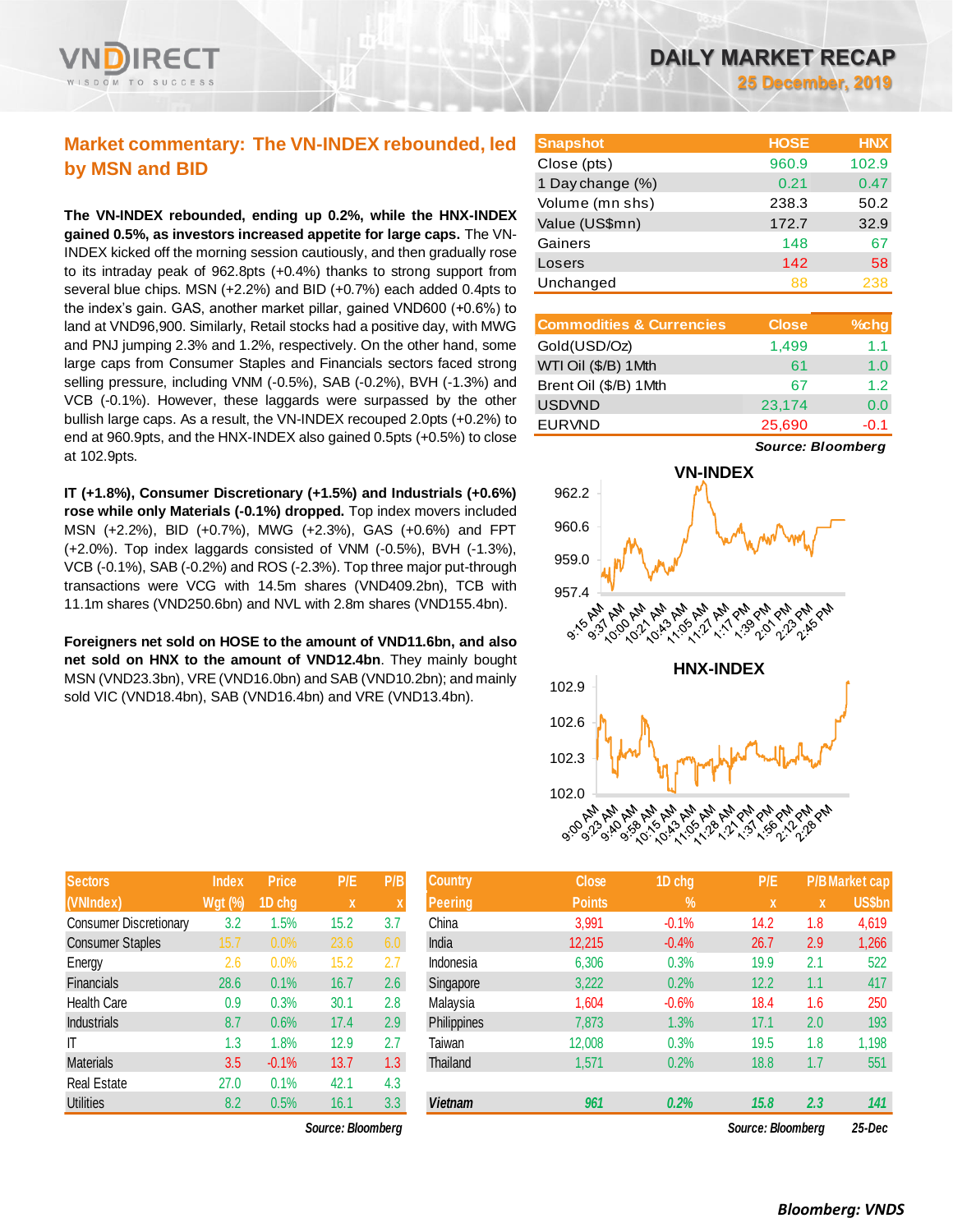# DAILY MARKET RECAP

**25 December, 2019**

## Market commentary: The VN-INDEX rebounded, led by MSN and BID

**The VN-INDEX rebounded, ending up 0.2%, while the HNX-INDEX gained 0.5%, as investors increased appetite for large caps.** The VN-INDEX kicked off the morning session cautiously, and then gradually rose to its intraday peak of 962.8pts (+0.4%) thanks to strong support from several blue chips. MSN (+2.2%) and BID (+0.7%) each added 0.4pts to the index's gain. GAS, another market pillar, gained VND600 (+0.6%) to land at VND96,900. Similarly, Retail stocks had a positive day, with MWG and PNJ jumping 2.3% and 1.2%, respectively. On the other hand, some large caps from Consumer Staples and Financials sectors faced strong selling pressure, including VNM (-0.5%), SAB (-0.2%), BVH (-1.3%) and VCB (-0.1%). However, these laggards were surpassed by the other bullish large caps. As a result, the VN-INDEX recouped 2.0pts (+0.2%) to end at 960.9pts, and the HNX-INDEX also gained 0.5pts (+0.5%) to close at 102.9pts.

**IT (+1.8%), Consumer Discretionary (+1.5%) and Industrials (+0.6%) rose while only Materials (-0.1%) dropped.** Top index movers included MSN (+2.2%), BID (+0.7%), MWG (+2.3%), GAS (+0.6%) and FPT (+2.0%). Top index laggards consisted of VNM (-0.5%), BVH (-1.3%), VCB (-0.1%), SAB (-0.2%) and ROS (-2.3%). Top three major put-through transactions were VCG with 14.5m shares (VND409.2bn), TCB with 11.1m shares (VND250.6bn) and NVL with 2.8m shares (VND155.4bn).

**Foreigners net sold on HOSE to the amount of VND11.6bn, and also net sold on HNX to the amount of VND12.4bn**. They mainly bought MSN (VND23.3bn), VRE (VND16.0bn) and SAB (VND10.2bn); and mainly sold VIC (VND18.4bn), SAB (VND16.4bn) and VRE (VND13.4bn).

| Snapshot | HOSE | HNX |
|---|---|---|
| Close (pts) | 960.9 | 102.9 |
| 1 Day change (%) | 0.21 | 0.47 |
| Volume (mn shs) | 238.3 | 50.2 |
| Value (US$mn) | 172.7 | 32.9 |
| Gainers | 148 | 67 |
| Losers | 142 | 58 |
| Unchanged | 88 | 238 |

| Commodities & Currencies | Close | %chg |
|---|---|---|
| Gold(USD/Oz) | 1,499 | 1.1 |
| WTI Oil ($/B) 1Mth | 61 | 1.0 |
| Brent Oil ($/B) 1Mth | 67 | 1.2 |
| USDVND | 23,174 | 0.0 |
| EURVND | 25,690 | -0.1 |

*Source: Bloomberg*

| Sectors (VNIndex) | Index Wgt (%) | Price 1D chg | P/E x | P/B x |
|---|---|---|---|---|
| Consumer Discretionary | 3.2 | 1.5% | 15.2 | 3.7 |
| Consumer Staples | 15.7 | 0.0% | 23.6 | 6.0 |
| Energy | 2.6 | 0.0% | 15.2 | 2.7 |
| Financials | 28.6 | 0.1% | 16.7 | 2.6 |
| Health Care | 0.9 | 0.3% | 30.1 | 2.8 |
| Industrials | 8.7 | 0.6% | 17.4 | 2.9 |
| IT | 1.3 | 1.8% | 12.9 | 2.7 |
| Materials | 3.5 | -0.1% | 13.7 | 1.3 |
| Real Estate | 27.0 | 0.1% | 42.1 | 4.3 |
| Utilities | 8.2 | 0.5% | 16.1 | 3.3 |

*Source: Bloomberg*

| Country Peering | Close Points | 1D chg % | P/E x | P/B x | Market cap US$bn |
|---|---|---|---|---|---|
| China | 3,991 | -0.1% | 14.2 | 1.8 | 4,619 |
| India | 12,215 | -0.4% | 26.7 | 2.9 | 1,266 |
| Indonesia | 6,306 | 0.3% | 19.9 | 2.1 | 522 |
| Singapore | 3,222 | 0.2% | 12.2 | 1.1 | 417 |
| Malaysia | 1,604 | -0.6% | 18.4 | 1.6 | 250 |
| Philippines | 7,873 | 1.3% | 17.1 | 2.0 | 193 |
| Taiwan | 12,008 | 0.3% | 19.5 | 1.8 | 1,198 |
| Thailand | 1,571 | 0.2% | 18.8 | 1.7 | 551 |
| ***Vietnam*** | ***961*** | ***0.2%*** | ***15.8*** | ***2.3*** | ***141*** |

*Source: Bloomberg* 25-Dec

*Bloomberg: VNDS*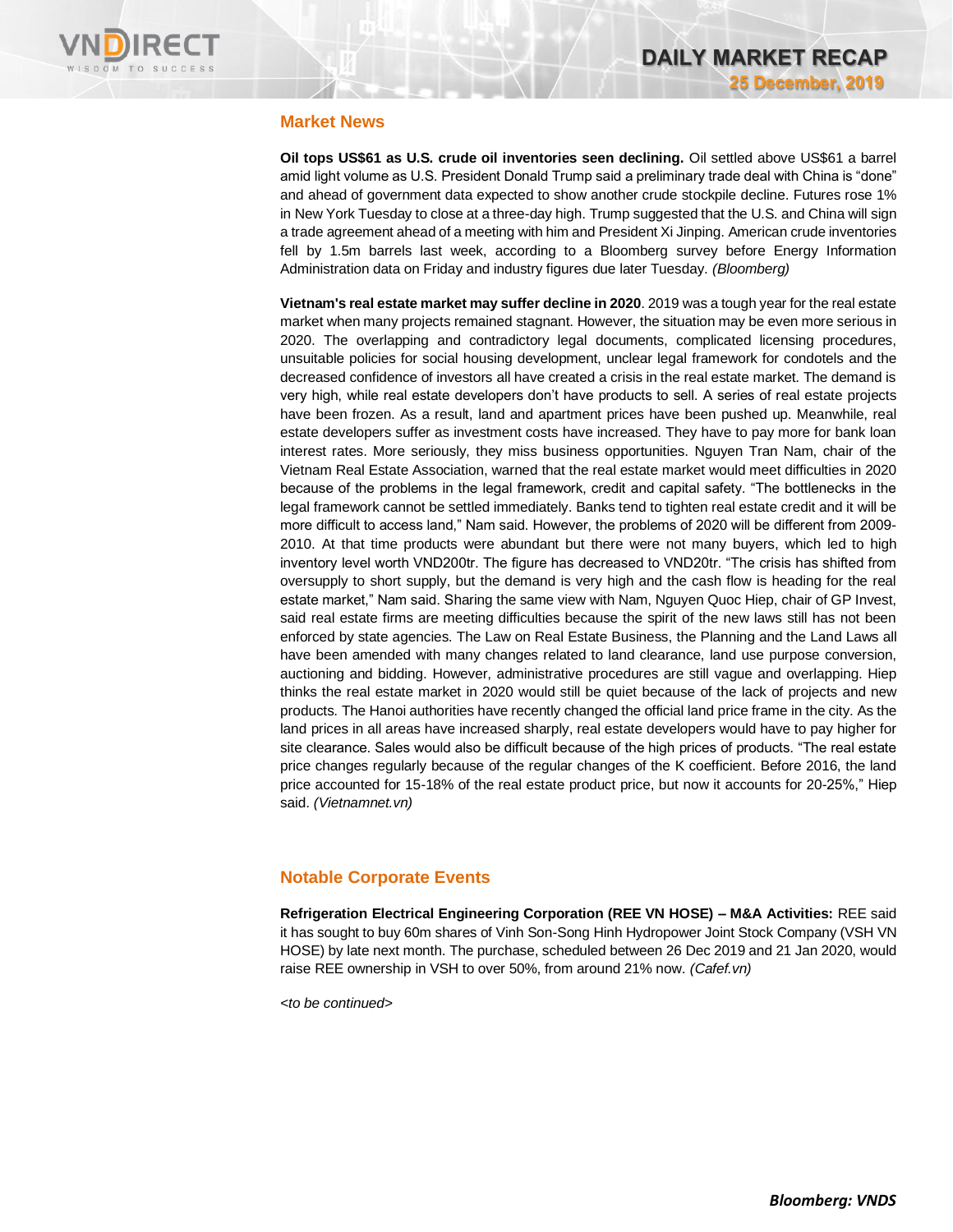## Market News

**Oil tops US$61 as U.S. crude oil inventories seen declining.** Oil settled above US$61 a barrel amid light volume as U.S. President Donald Trump said a preliminary trade deal with China is "done" and ahead of government data expected to show another crude stockpile decline. Futures rose 1% in New York Tuesday to close at a three-day high. Trump suggested that the U.S. and China will sign a trade agreement ahead of a meeting with him and President Xi Jinping. American crude inventories fell by 1.5m barrels last week, according to a Bloomberg survey before Energy Information Administration data on Friday and industry figures due later Tuesday. *(Bloomberg)*

**Vietnam's real estate market may suffer decline in 2020**. 2019 was a tough year for the real estate market when many projects remained stagnant. However, the situation may be even more serious in 2020. The overlapping and contradictory legal documents, complicated licensing procedures, unsuitable policies for social housing development, unclear legal framework for condotels and the decreased confidence of investors all have created a crisis in the real estate market. The demand is very high, while real estate developers don't have products to sell. A series of real estate projects have been frozen. As a result, land and apartment prices have been pushed up. Meanwhile, real estate developers suffer as investment costs have increased. They have to pay more for bank loan interest rates. More seriously, they miss business opportunities. Nguyen Tran Nam, chair of the Vietnam Real Estate Association, warned that the real estate market would meet difficulties in 2020 because of the problems in the legal framework, credit and capital safety. "The bottlenecks in the legal framework cannot be settled immediately. Banks tend to tighten real estate credit and it will be more difficult to access land," Nam said. However, the problems of 2020 will be different from 2009-2010. At that time products were abundant but there were not many buyers, which led to high inventory level worth VND200tr. The figure has decreased to VND20tr. "The crisis has shifted from oversupply to short supply, but the demand is very high and the cash flow is heading for the real estate market," Nam said. Sharing the same view with Nam, Nguyen Quoc Hiep, chair of GP Invest, said real estate firms are meeting difficulties because the spirit of the new laws still has not been enforced by state agencies. The Law on Real Estate Business, the Planning and the Land Laws all have been amended with many changes related to land clearance, land use purpose conversion, auctioning and bidding. However, administrative procedures are still vague and overlapping. Hiep thinks the real estate market in 2020 would still be quiet because of the lack of projects and new products. The Hanoi authorities have recently changed the official land price frame in the city. As the land prices in all areas have increased sharply, real estate developers would have to pay higher for site clearance. Sales would also be difficult because of the high prices of products. "The real estate price changes regularly because of the regular changes of the K coefficient. Before 2016, the land price accounted for 15-18% of the real estate product price, but now it accounts for 20-25%," Hiep said. *(Vietnamnet.vn)*

## Notable Corporate Events

**Refrigeration Electrical Engineering Corporation (REE VN HOSE) – M&A Activities:** REE said it has sought to buy 60m shares of Vinh Son-Song Hinh Hydropower Joint Stock Company (VSH VN HOSE) by late next month. The purchase, scheduled between 26 Dec 2019 and 21 Jan 2020, would raise REE ownership in VSH to over 50%, from around 21% now. *(Cafef.vn)*

*<to be continued>*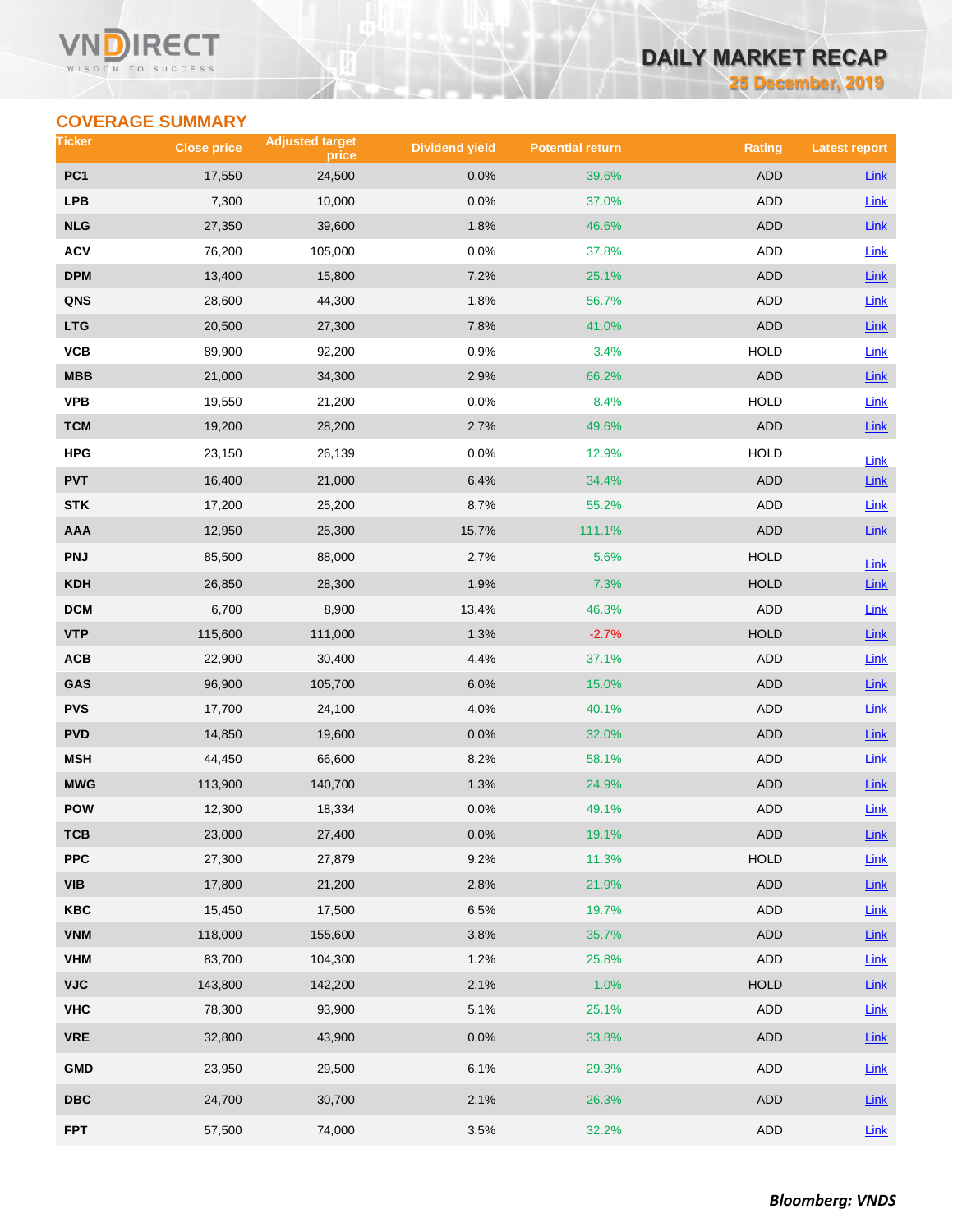## COVERAGE SUMMARY

| Ticker | Close price | Adjusted target price | Dividend yield | Potential return | Rating | Latest report |
|---|---|---|---|---|---|---|
| PC1 | 17,550 | 24,500 | 0.0% | 39.6% | ADD | Link |
| LPB | 7,300 | 10,000 | 0.0% | 37.0% | ADD | Link |
| NLG | 27,350 | 39,600 | 1.8% | 46.6% | ADD | Link |
| ACV | 76,200 | 105,000 | 0.0% | 37.8% | ADD | Link |
| DPM | 13,400 | 15,800 | 7.2% | 25.1% | ADD | Link |
| QNS | 28,600 | 44,300 | 1.8% | 56.7% | ADD | Link |
| LTG | 20,500 | 27,300 | 7.8% | 41.0% | ADD | Link |
| VCB | 89,900 | 92,200 | 0.9% | 3.4% | HOLD | Link |
| MBB | 21,000 | 34,300 | 2.9% | 66.2% | ADD | Link |
| VPB | 19,550 | 21,200 | 0.0% | 8.4% | HOLD | Link |
| TCM | 19,200 | 28,200 | 2.7% | 49.6% | ADD | Link |
| HPG | 23,150 | 26,139 | 0.0% | 12.9% | HOLD | Link |
| PVT | 16,400 | 21,000 | 6.4% | 34.4% | ADD | Link |
| STK | 17,200 | 25,200 | 8.7% | 55.2% | ADD | Link |
| AAA | 12,950 | 25,300 | 15.7% | 111.1% | ADD | Link |
| PNJ | 85,500 | 88,000 | 2.7% | 5.6% | HOLD | Link |
| KDH | 26,850 | 28,300 | 1.9% | 7.3% | HOLD | Link |
| DCM | 6,700 | 8,900 | 13.4% | 46.3% | ADD | Link |
| VTP | 115,600 | 111,000 | 1.3% | -2.7% | HOLD | Link |
| ACB | 22,900 | 30,400 | 4.4% | 37.1% | ADD | Link |
| GAS | 96,900 | 105,700 | 6.0% | 15.0% | ADD | Link |
| PVS | 17,700 | 24,100 | 4.0% | 40.1% | ADD | Link |
| PVD | 14,850 | 19,600 | 0.0% | 32.0% | ADD | Link |
| MSH | 44,450 | 66,600 | 8.2% | 58.1% | ADD | Link |
| MWG | 113,900 | 140,700 | 1.3% | 24.9% | ADD | Link |
| POW | 12,300 | 18,334 | 0.0% | 49.1% | ADD | Link |
| TCB | 23,000 | 27,400 | 0.0% | 19.1% | ADD | Link |
| PPC | 27,300 | 27,879 | 9.2% | 11.3% | HOLD | Link |
| VIB | 17,800 | 21,200 | 2.8% | 21.9% | ADD | Link |
| KBC | 15,450 | 17,500 | 6.5% | 19.7% | ADD | Link |
| VNM | 118,000 | 155,600 | 3.8% | 35.7% | ADD | Link |
| VHM | 83,700 | 104,300 | 1.2% | 25.8% | ADD | Link |
| VJC | 143,800 | 142,200 | 2.1% | 1.0% | HOLD | Link |
| VHC | 78,300 | 93,900 | 5.1% | 25.1% | ADD | Link |
| VRE | 32,800 | 43,900 | 0.0% | 33.8% | ADD | Link |
| GMD | 23,950 | 29,500 | 6.1% | 29.3% | ADD | Link |
| DBC | 24,700 | 30,700 | 2.1% | 26.3% | ADD | Link |
| FPT | 57,500 | 74,000 | 3.5% | 32.2% | ADD | Link |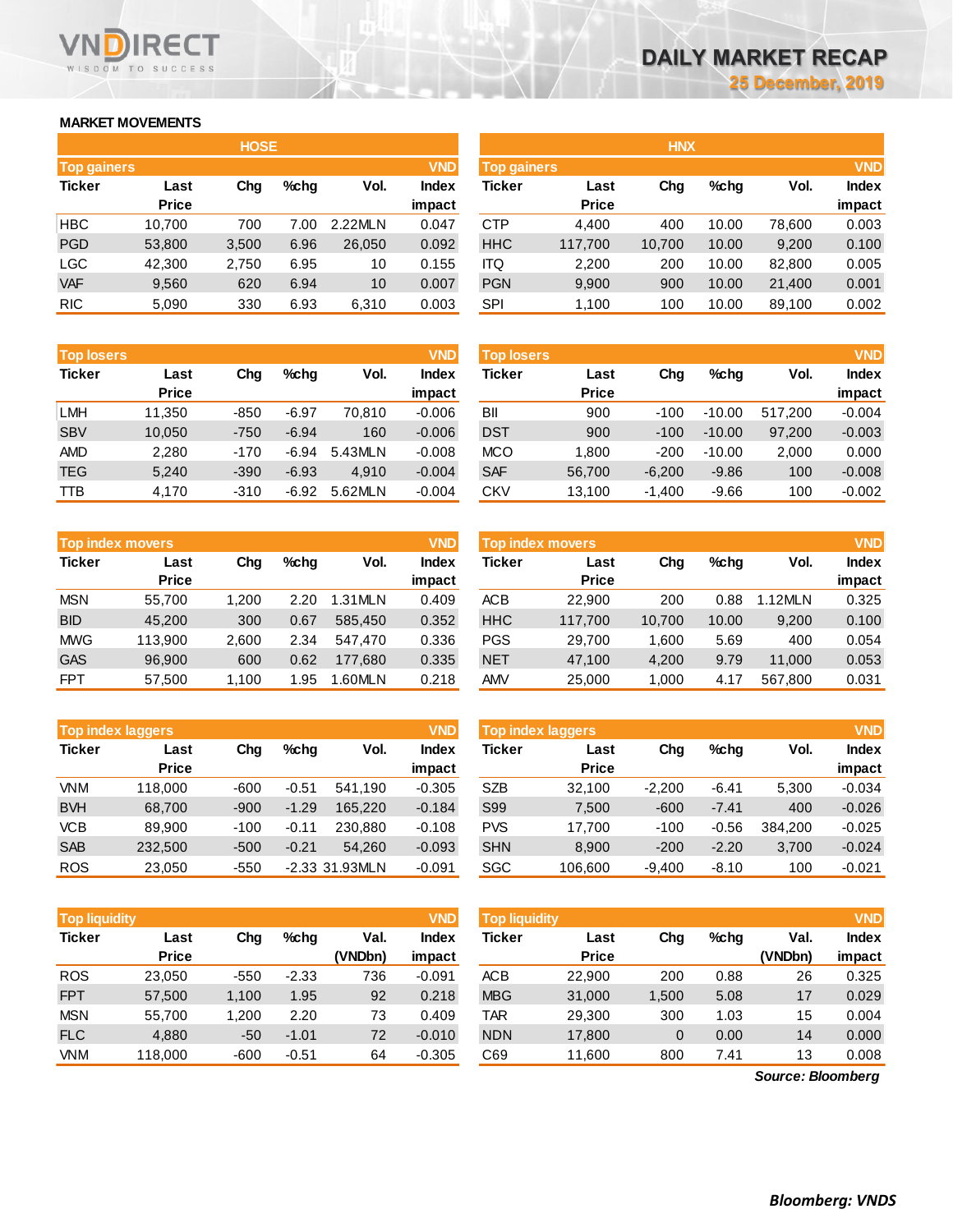# DAILY MARKET RECAP

25 December, 2019

## MARKET MOVEMENTS

### HOSE

**Top gainers** (VND)

| Ticker | Last Price | Chg | %chg | Vol. | Index impact |
|---|---|---|---|---|---|
| HBC | 10,700 | 700 | 7.00 | 2.22MLN | 0.047 |
| PGD | 53,800 | 3,500 | 6.96 | 26,050 | 0.092 |
| LGC | 42,300 | 2,750 | 6.95 | 10 | 0.155 |
| VAF | 9,560 | 620 | 6.94 | 10 | 0.007 |
| RIC | 5,090 | 330 | 6.93 | 6,310 | 0.003 |

**Top losers** (VND)

| Ticker | Last Price | Chg | %chg | Vol. | Index impact |
|---|---|---|---|---|---|
| LMH | 11,350 | -850 | -6.97 | 70,810 | -0.006 |
| SBV | 10,050 | -750 | -6.94 | 160 | -0.006 |
| AMD | 2,280 | -170 | -6.94 | 5.43MLN | -0.008 |
| TEG | 5,240 | -390 | -6.93 | 4,910 | -0.004 |
| TTB | 4,170 | -310 | -6.92 | 5.62MLN | -0.004 |

**Top index movers** (VND)

| Ticker | Last Price | Chg | %chg | Vol. | Index impact |
|---|---|---|---|---|---|
| MSN | 55,700 | 1,200 | 2.20 | 1.31MLN | 0.409 |
| BID | 45,200 | 300 | 0.67 | 585,450 | 0.352 |
| MWG | 113,900 | 2,600 | 2.34 | 547,470 | 0.336 |
| GAS | 96,900 | 600 | 0.62 | 177,680 | 0.335 |
| FPT | 57,500 | 1,100 | 1.95 | 1.60MLN | 0.218 |

**Top index laggers** (VND)

| Ticker | Last Price | Chg | %chg | Vol. | Index impact |
|---|---|---|---|---|---|
| VNM | 118,000 | -600 | -0.51 | 541,190 | -0.305 |
| BVH | 68,700 | -900 | -1.29 | 165,220 | -0.184 |
| VCB | 89,900 | -100 | -0.11 | 230,880 | -0.108 |
| SAB | 232,500 | -500 | -0.21 | 54,260 | -0.093 |
| ROS | 23,050 | -550 | -2.33 | 31.93MLN | -0.091 |

**Top liquidity** (VND)

| Ticker | Last Price | Chg | %chg | Val. (VNDbn) | Index impact |
|---|---|---|---|---|---|
| ROS | 23,050 | -550 | -2.33 | 736 | -0.091 |
| FPT | 57,500 | 1,100 | 1.95 | 92 | 0.218 |
| MSN | 55,700 | 1,200 | 2.20 | 73 | 0.409 |
| FLC | 4,880 | -50 | -1.01 | 72 | -0.010 |
| VNM | 118,000 | -600 | -0.51 | 64 | -0.305 |

### HNX

**Top gainers** (VND)

| Ticker | Last Price | Chg | %chg | Vol. | Index impact |
|---|---|---|---|---|---|
| CTP | 4,400 | 400 | 10.00 | 78,600 | 0.003 |
| HHC | 117,700 | 10,700 | 10.00 | 9,200 | 0.100 |
| ITQ | 2,200 | 200 | 10.00 | 82,800 | 0.005 |
| PGN | 9,900 | 900 | 10.00 | 21,400 | 0.001 |
| SPI | 1,100 | 100 | 10.00 | 89,100 | 0.002 |

**Top losers** (VND)

| Ticker | Last Price | Chg | %chg | Vol. | Index impact |
|---|---|---|---|---|---|
| BII | 900 | -100 | -10.00 | 517,200 | -0.004 |
| DST | 900 | -100 | -10.00 | 97,200 | -0.003 |
| MCO | 1,800 | -200 | -10.00 | 2,000 | 0.000 |
| SAF | 56,700 | -6,200 | -9.86 | 100 | -0.008 |
| CKV | 13,100 | -1,400 | -9.66 | 100 | -0.002 |

**Top index movers** (VND)

| Ticker | Last Price | Chg | %chg | Vol. | Index impact |
|---|---|---|---|---|---|
| ACB | 22,900 | 200 | 0.88 | 1.12MLN | 0.325 |
| HHC | 117,700 | 10,700 | 10.00 | 9,200 | 0.100 |
| PGS | 29,700 | 1,600 | 5.69 | 400 | 0.054 |
| NET | 47,100 | 4,200 | 9.79 | 11,000 | 0.053 |
| AMV | 25,000 | 1,000 | 4.17 | 567,800 | 0.031 |

**Top index laggers** (VND)

| Ticker | Last Price | Chg | %chg | Vol. | Index impact |
|---|---|---|---|---|---|
| SZB | 32,100 | -2,200 | -6.41 | 5,300 | -0.034 |
| S99 | 7,500 | -600 | -7.41 | 400 | -0.026 |
| PVS | 17,700 | -100 | -0.56 | 384,200 | -0.025 |
| SHN | 8,900 | -200 | -2.20 | 3,700 | -0.024 |
| SGC | 106,600 | -9,400 | -8.10 | 100 | -0.021 |

**Top liquidity** (VND)

| Ticker | Last Price | Chg | %chg | Val. (VNDbn) | Index impact |
|---|---|---|---|---|---|
| ACB | 22,900 | 200 | 0.88 | 26 | 0.325 |
| MBG | 31,000 | 1,500 | 5.08 | 17 | 0.029 |
| TAR | 29,300 | 300 | 1.03 | 15 | 0.004 |
| NDN | 17,800 | 0 | 0.00 | 14 | 0.000 |
| C69 | 11,600 | 800 | 7.41 | 13 | 0.008 |

*Source: Bloomberg*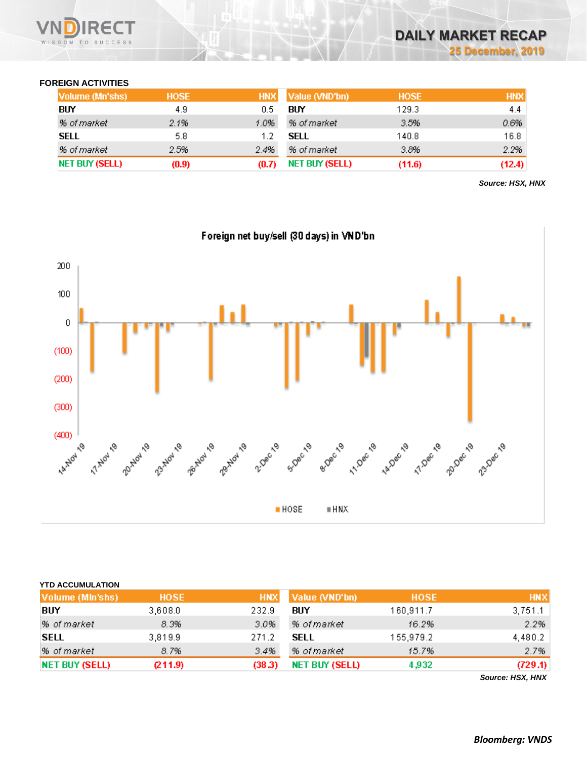## FOREIGN ACTIVITIES

| Volume (Mn'shs) | HOSE | HNX |
|---|---|---|
| BUY | 4.9 | 0.5 |
| % of market | 2.1% | 1.0% |
| SELL | 5.8 | 1.2 |
| % of market | 2.5% | 2.4% |
| NET BUY (SELL) | (0.9) | (0.7) |

| Value (VND'bn) | HOSE | HNX |
|---|---|---|
| BUY | 129.3 | 4.4 |
| % of market | 3.5% | 0.6% |
| SELL | 140.8 | 16.8 |
| % of market | 3.8% | 2.2% |
| NET BUY (SELL) | (11.6) | (12.4) |

*Source: HSX, HNX*

Foreign net buy/sell (30 days) in VND'bn

## YTD ACCUMULATION

| Volume (Mln'shs) | HOSE | HNX |
|---|---|---|
| BUY | 3,608.0 | 232.9 |
| % of market | 8.3% | 3.0% |
| SELL | 3,819.9 | 271.2 |
| % of market | 8.7% | 3.4% |
| NET BUY (SELL) | (211.9) | (38.3) |

| Value (VND'bn) | HOSE | HNX |
|---|---|---|
| BUY | 160,911.7 | 3,751.1 |
| % of market | 16.2% | 2.2% |
| SELL | 155,979.2 | 4,480.2 |
| % of market | 15.7% | 2.7% |
| NET BUY (SELL) | 4,932 | (729.1) |

*Source: HSX, HNX*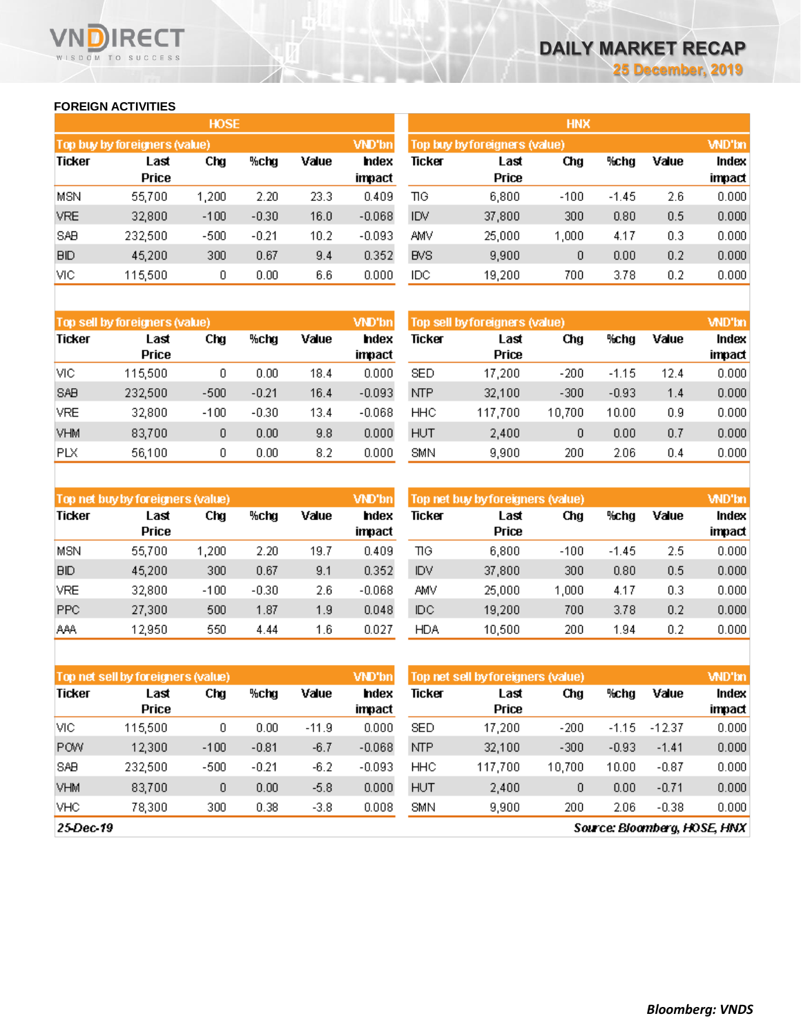## FOREIGN ACTIVITIES

### HOSE

| Top buy by foreigners (value) | | | | | VND'bn |
|---|---|---|---|---|---|
| Ticker | Last Price | Chg | %chg | Value | Index impact |
| MSN | 55,700 | 1,200 | 2.20 | 23.3 | 0.409 |
| VRE | 32,800 | -100 | -0.30 | 16.0 | -0.068 |
| SAB | 232,500 | -500 | -0.21 | 10.2 | -0.093 |
| BID | 45,200 | 300 | 0.67 | 9.4 | 0.352 |
| VIC | 115,500 | 0 | 0.00 | 6.6 | 0.000 |

| Top sell by foreigners (value) | | | | | VND'bn |
|---|---|---|---|---|---|
| Ticker | Last Price | Chg | %chg | Value | Index impact |
| VIC | 115,500 | 0 | 0.00 | 18.4 | 0.000 |
| SAB | 232,500 | -500 | -0.21 | 16.4 | -0.093 |
| VRE | 32,800 | -100 | -0.30 | 13.4 | -0.068 |
| VHM | 83,700 | 0 | 0.00 | 9.8 | 0.000 |
| PLX | 56,100 | 0 | 0.00 | 8.2 | 0.000 |

| Top net buy by foreigners (value) | | | | | VND'bn |
|---|---|---|---|---|---|
| Ticker | Last Price | Chg | %chg | Value | Index impact |
| MSN | 55,700 | 1,200 | 2.20 | 19.7 | 0.409 |
| BID | 45,200 | 300 | 0.67 | 9.1 | 0.352 |
| VRE | 32,800 | -100 | -0.30 | 2.6 | -0.068 |
| PPC | 27,300 | 500 | 1.87 | 1.9 | 0.048 |
| AAA | 12,950 | 550 | 4.44 | 1.6 | 0.027 |

| Top net sell by foreigners (value) | | | | | VND'bn |
|---|---|---|---|---|---|
| Ticker | Last Price | Chg | %chg | Value | Index impact |
| VIC | 115,500 | 0 | 0.00 | -11.9 | 0.000 |
| POW | 12,300 | -100 | -0.81 | -6.7 | -0.068 |
| SAB | 232,500 | -500 | -0.21 | -6.2 | -0.093 |
| VHM | 83,700 | 0 | 0.00 | -5.8 | 0.000 |
| VHC | 78,300 | 300 | 0.38 | -3.8 | 0.008 |

### HNX

| Top buy by foreigners (value) | | | | | VND'bn |
|---|---|---|---|---|---|
| Ticker | Last Price | Chg | %chg | Value | Index impact |
| TIG | 6,800 | -100 | -1.45 | 2.6 | 0.000 |
| IDV | 37,800 | 300 | 0.80 | 0.5 | 0.000 |
| AMV | 25,000 | 1,000 | 4.17 | 0.3 | 0.000 |
| BVS | 9,900 | 0 | 0.00 | 0.2 | 0.000 |
| IDC | 19,200 | 700 | 3.78 | 0.2 | 0.000 |

| Top sell by foreigners (value) | | | | | VND'bn |
|---|---|---|---|---|---|
| Ticker | Last Price | Chg | %chg | Value | Index impact |
| SED | 17,200 | -200 | -1.15 | 12.4 | 0.000 |
| NTP | 32,100 | -300 | -0.93 | 1.4 | 0.000 |
| HHC | 117,700 | 10,700 | 10.00 | 0.9 | 0.000 |
| HUT | 2,400 | 0 | 0.00 | 0.7 | 0.000 |
| SMN | 9,900 | 200 | 2.06 | 0.4 | 0.000 |

| Top net buy by foreigners (value) | | | | | VND'bn |
|---|---|---|---|---|---|
| Ticker | Last Price | Chg | %chg | Value | Index impact |
| TIG | 6,800 | -100 | -1.45 | 2.5 | 0.000 |
| IDV | 37,800 | 300 | 0.80 | 0.5 | 0.000 |
| AMV | 25,000 | 1,000 | 4.17 | 0.3 | 0.000 |
| IDC | 19,200 | 700 | 3.78 | 0.2 | 0.000 |
| HDA | 10,500 | 200 | 1.94 | 0.2 | 0.000 |

| Top net sell by foreigners (value) | | | | | VND'bn |
|---|---|---|---|---|---|
| Ticker | Last Price | Chg | %chg | Value | Index impact |
| SED | 17,200 | -200 | -1.15 | -12.37 | 0.000 |
| NTP | 32,100 | -300 | -0.93 | -1.41 | 0.000 |
| HHC | 117,700 | 10,700 | 10.00 | -0.87 | 0.000 |
| HUT | 2,400 | 0 | 0.00 | -0.71 | 0.000 |
| SMN | 9,900 | 200 | 2.06 | -0.38 | 0.000 |

*25-Dec-19* *Source: Bloomberg, HOSE, HNX*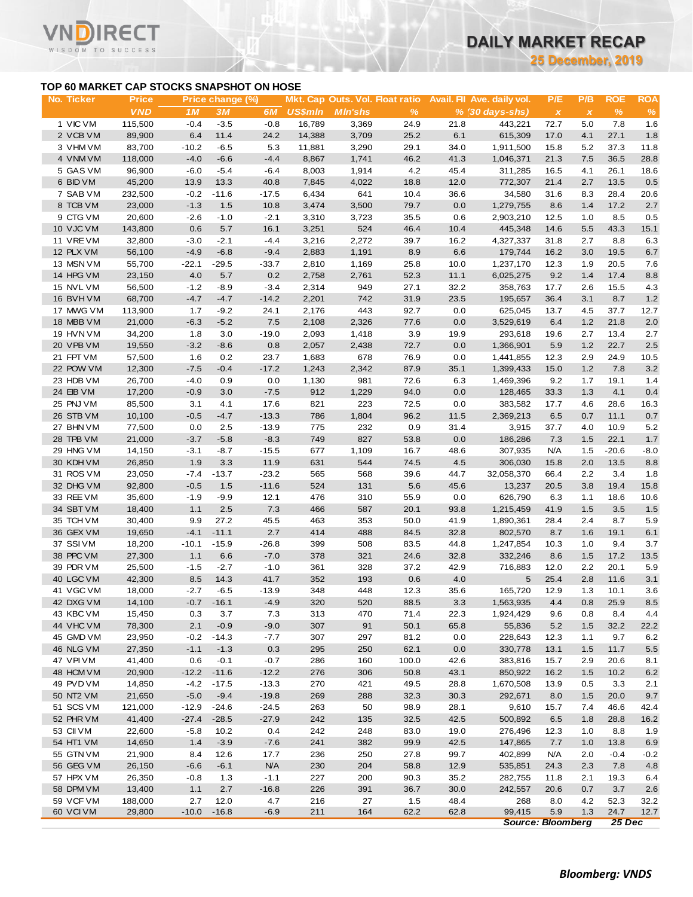# DAILY MARKET RECAP

**25 December, 2019**

## TOP 60 MARKET CAP STOCKS SNAPSHOT ON HOSE

| No. | Ticker | Price | Price change (%) | | | Mkt. Cap | Outs. Vol. | Float ratio | Avail. FII | Ave. daily vol. | P/E | P/B | ROE | ROA |
|---|---|---|---|---|---|---|---|---|---|---|---|---|---|---|
| | | VND | 1M | 3M | 6M | US$mln | Mln'shs | % | % | (30 days-shs) | x | x | % | % |
| 1 | VIC VM | 115,500 | -0.4 | -3.5 | -0.8 | 16,789 | 3,369 | 24.9 | 21.8 | 443,221 | 72.7 | 5.0 | 7.8 | 1.6 |
| 2 | VCB VM | 89,900 | 6.4 | 11.4 | 24.2 | 14,388 | 3,709 | 25.2 | 6.1 | 615,309 | 17.0 | 4.1 | 27.1 | 1.8 |
| 3 | VHM VM | 83,700 | -10.2 | -6.5 | 5.3 | 11,881 | 3,290 | 29.1 | 34.0 | 1,911,500 | 15.8 | 5.2 | 37.3 | 11.8 |
| 4 | VNM VM | 118,000 | -4.0 | -6.6 | -4.4 | 8,867 | 1,741 | 46.2 | 41.3 | 1,046,371 | 21.3 | 7.5 | 36.5 | 28.8 |
| 5 | GAS VM | 96,900 | -6.0 | -5.4 | -6.4 | 8,003 | 1,914 | 4.2 | 45.4 | 311,285 | 16.5 | 4.1 | 26.1 | 18.6 |
| 6 | BID VM | 45,200 | 13.9 | 13.3 | 40.8 | 7,845 | 4,022 | 18.8 | 12.0 | 772,307 | 21.4 | 2.7 | 13.5 | 0.5 |
| 7 | SAB VM | 232,500 | -0.2 | -11.6 | -17.5 | 6,434 | 641 | 10.4 | 36.6 | 34,580 | 31.6 | 8.3 | 28.4 | 20.6 |
| 8 | TCB VM | 23,000 | -1.3 | 1.5 | 10.8 | 3,474 | 3,500 | 79.7 | 0.0 | 1,279,755 | 8.6 | 1.4 | 17.2 | 2.7 |
| 9 | CTG VM | 20,600 | -2.6 | -1.0 | -2.1 | 3,310 | 3,723 | 35.5 | 0.6 | 2,903,210 | 12.5 | 1.0 | 8.5 | 0.5 |
| 10 | VJC VM | 143,800 | 0.6 | 5.7 | 16.1 | 3,251 | 524 | 46.4 | 10.4 | 445,348 | 14.6 | 5.5 | 43.3 | 15.1 |
| 11 | VRE VM | 32,800 | -3.0 | -2.1 | -4.4 | 3,216 | 2,272 | 39.7 | 16.2 | 4,327,337 | 31.8 | 2.7 | 8.8 | 6.3 |
| 12 | PLX VM | 56,100 | -4.9 | -6.8 | -9.4 | 2,883 | 1,191 | 8.9 | 6.6 | 179,744 | 16.2 | 3.0 | 19.5 | 6.7 |
| 13 | MSN VM | 55,700 | -22.1 | -29.5 | -33.7 | 2,810 | 1,169 | 25.8 | 10.0 | 1,237,170 | 12.3 | 1.9 | 20.5 | 7.6 |
| 14 | HPG VM | 23,150 | 4.0 | 5.7 | 0.2 | 2,758 | 2,761 | 52.3 | 11.1 | 6,025,275 | 9.2 | 1.4 | 17.4 | 8.8 |
| 15 | NVL VM | 56,500 | -1.2 | -8.9 | -3.4 | 2,314 | 949 | 27.1 | 32.2 | 358,763 | 17.7 | 2.6 | 15.5 | 4.3 |
| 16 | BVH VM | 68,700 | -4.7 | -4.7 | -14.2 | 2,201 | 742 | 31.9 | 23.5 | 195,657 | 36.4 | 3.1 | 8.7 | 1.2 |
| 17 | MWG VM | 113,900 | 1.7 | -9.2 | 24.1 | 2,176 | 443 | 92.7 | 0.0 | 625,045 | 13.7 | 4.5 | 37.7 | 12.7 |
| 18 | MBB VM | 21,000 | -6.3 | -5.2 | 7.5 | 2,108 | 2,326 | 77.6 | 0.0 | 3,529,619 | 6.4 | 1.2 | 21.8 | 2.0 |
| 19 | HVN VM | 34,200 | 1.8 | 3.0 | -19.0 | 2,093 | 1,418 | 3.9 | 19.9 | 293,618 | 19.6 | 2.7 | 13.4 | 2.7 |
| 20 | VPB VM | 19,550 | -3.2 | -8.6 | 0.8 | 2,057 | 2,438 | 72.7 | 0.0 | 1,366,901 | 5.9 | 1.2 | 22.7 | 2.5 |
| 21 | FPT VM | 57,500 | 1.6 | 0.2 | 23.7 | 1,683 | 678 | 76.9 | 0.0 | 1,441,855 | 12.3 | 2.9 | 24.9 | 10.5 |
| 22 | POW VM | 12,300 | -7.5 | -0.4 | -17.2 | 1,243 | 2,342 | 87.9 | 35.1 | 1,399,433 | 15.0 | 1.2 | 7.8 | 3.2 |
| 23 | HDB VM | 26,700 | -4.0 | 0.9 | 0.0 | 1,130 | 981 | 72.6 | 6.3 | 1,469,396 | 9.2 | 1.7 | 19.1 | 1.4 |
| 24 | EIB VM | 17,200 | -0.9 | 3.0 | -7.5 | 912 | 1,229 | 94.0 | 0.0 | 128,465 | 33.3 | 1.3 | 4.1 | 0.4 |
| 25 | PNJ VM | 85,500 | 3.1 | 4.1 | 17.6 | 821 | 223 | 72.5 | 0.0 | 383,582 | 17.7 | 4.6 | 28.6 | 16.3 |
| 26 | STB VM | 10,100 | -0.5 | -4.7 | -13.3 | 786 | 1,804 | 96.2 | 11.5 | 2,369,213 | 6.5 | 0.7 | 11.1 | 0.7 |
| 27 | BHN VM | 77,500 | 0.0 | 2.5 | -13.9 | 775 | 232 | 0.9 | 31.4 | 3,915 | 37.7 | 4.0 | 10.9 | 5.2 |
| 28 | TPB VM | 21,000 | -3.7 | -5.8 | -8.3 | 749 | 827 | 53.8 | 0.0 | 186,286 | 7.3 | 1.5 | 22.1 | 1.7 |
| 29 | HNG VM | 14,150 | -3.1 | -8.7 | -15.5 | 677 | 1,109 | 16.7 | 48.6 | 307,935 | N/A | 1.5 | -20.6 | -8.0 |
| 30 | KDH VM | 26,850 | 1.9 | 3.3 | 11.9 | 631 | 544 | 74.5 | 4.5 | 306,030 | 15.8 | 2.0 | 13.5 | 8.8 |
| 31 | ROS VM | 23,050 | -7.4 | -13.7 | -23.2 | 565 | 568 | 39.6 | 44.7 | 32,058,370 | 66.4 | 2.2 | 3.4 | 1.8 |
| 32 | DHG VM | 92,800 | -0.5 | 1.5 | -11.6 | 524 | 131 | 5.6 | 45.6 | 13,237 | 20.5 | 3.8 | 19.4 | 15.8 |
| 33 | REE VM | 35,600 | -1.9 | -9.9 | 12.1 | 476 | 310 | 55.9 | 0.0 | 626,790 | 6.3 | 1.1 | 18.6 | 10.6 |
| 34 | SBT VM | 18,400 | 1.1 | 2.5 | 7.3 | 466 | 587 | 20.1 | 93.8 | 1,215,459 | 41.9 | 1.5 | 3.5 | 1.5 |
| 35 | TCH VM | 30,400 | 9.9 | 27.2 | 45.5 | 463 | 353 | 50.0 | 41.9 | 1,890,361 | 28.4 | 2.4 | 8.7 | 5.9 |
| 36 | GEX VM | 19,650 | -4.1 | -11.1 | 2.7 | 414 | 488 | 84.5 | 32.8 | 802,570 | 8.7 | 1.6 | 19.1 | 6.1 |
| 37 | SSI VM | 18,200 | -10.1 | -15.9 | -26.8 | 399 | 508 | 83.5 | 44.8 | 1,247,854 | 10.3 | 1.0 | 9.4 | 3.7 |
| 38 | PPC VM | 27,300 | 1.1 | 6.6 | -7.0 | 378 | 321 | 24.6 | 32.8 | 332,246 | 8.6 | 1.5 | 17.2 | 13.5 |
| 39 | PDR VM | 25,500 | -1.5 | -2.7 | -1.0 | 361 | 328 | 37.2 | 42.9 | 716,883 | 12.0 | 2.2 | 20.1 | 5.9 |
| 40 | LGC VM | 42,300 | 8.5 | 14.3 | 41.7 | 352 | 193 | 0.6 | 4.0 | 5 | 25.4 | 2.8 | 11.6 | 3.1 |
| 41 | VGC VM | 18,000 | -2.7 | -6.5 | -13.9 | 348 | 448 | 12.3 | 35.6 | 165,720 | 12.9 | 1.3 | 10.1 | 3.6 |
| 42 | DXG VM | 14,100 | -0.7 | -16.1 | -4.9 | 320 | 520 | 88.5 | 3.3 | 1,563,935 | 4.4 | 0.8 | 25.9 | 8.5 |
| 43 | KBC VM | 15,450 | 0.3 | 3.7 | 7.3 | 313 | 470 | 71.4 | 22.3 | 1,924,429 | 9.6 | 0.8 | 8.4 | 4.4 |
| 44 | VHC VM | 78,300 | 2.1 | -0.9 | -9.0 | 307 | 91 | 50.1 | 65.8 | 55,836 | 5.2 | 1.5 | 32.2 | 22.2 |
| 45 | GMD VM | 23,950 | -0.2 | -14.3 | -7.7 | 307 | 297 | 81.2 | 0.0 | 228,643 | 12.3 | 1.1 | 9.7 | 6.2 |
| 46 | NLG VM | 27,350 | -1.1 | -1.3 | 0.3 | 295 | 250 | 62.1 | 0.0 | 330,778 | 13.1 | 1.5 | 11.7 | 5.5 |
| 47 | VPI VM | 41,400 | 0.6 | -0.1 | -0.7 | 286 | 160 | 100.0 | 42.6 | 383,816 | 15.7 | 2.9 | 20.6 | 8.1 |
| 48 | HCM VM | 20,900 | -12.2 | -11.6 | -12.2 | 276 | 306 | 50.8 | 43.1 | 850,922 | 16.2 | 1.5 | 10.2 | 6.2 |
| 49 | PVD VM | 14,850 | -4.2 | -17.5 | -13.3 | 270 | 421 | 49.5 | 28.8 | 1,670,508 | 13.9 | 0.5 | 3.3 | 2.1 |
| 50 | NT2 VM | 21,650 | -5.0 | -9.4 | -19.8 | 269 | 288 | 32.3 | 30.3 | 292,671 | 8.0 | 1.5 | 20.0 | 9.7 |
| 51 | SCS VM | 121,000 | -12.9 | -24.6 | -24.5 | 263 | 50 | 98.9 | 28.1 | 9,610 | 15.7 | 7.4 | 46.6 | 42.4 |
| 52 | PHR VM | 41,400 | -27.4 | -28.5 | -27.9 | 242 | 135 | 32.5 | 42.5 | 500,892 | 6.5 | 1.8 | 28.8 | 16.2 |
| 53 | CII VM | 22,600 | -5.8 | 10.2 | 0.4 | 242 | 248 | 83.0 | 19.0 | 276,496 | 12.3 | 1.0 | 8.8 | 1.9 |
| 54 | HT1 VM | 14,650 | 1.4 | -3.9 | -7.6 | 241 | 382 | 99.9 | 42.5 | 147,865 | 7.7 | 1.0 | 13.8 | 6.9 |
| 55 | GTN VM | 21,900 | 8.4 | 12.6 | 17.7 | 236 | 250 | 27.8 | 99.7 | 402,899 | N/A | 2.0 | -0.4 | -0.2 |
| 56 | GEG VM | 26,150 | -6.6 | -6.1 | N/A | 230 | 204 | 58.8 | 12.9 | 535,851 | 24.3 | 2.3 | 7.8 | 4.8 |
| 57 | HPX VM | 26,350 | -0.8 | 1.3 | -1.1 | 227 | 200 | 90.3 | 35.2 | 282,755 | 11.8 | 2.1 | 19.3 | 6.4 |
| 58 | DPM VM | 13,400 | 1.1 | 2.7 | -16.8 | 226 | 391 | 36.7 | 30.0 | 242,557 | 20.6 | 0.7 | 3.7 | 2.6 |
| 59 | VCF VM | 188,000 | 2.7 | 12.0 | 4.7 | 216 | 27 | 1.5 | 48.4 | 268 | 8.0 | 4.2 | 52.3 | 32.2 |
| 60 | VCI VM | 29,800 | -10.0 | -16.8 | -6.9 | 211 | 164 | 62.2 | 62.8 | 99,415 | 5.9 | 1.3 | 24.7 | 12.7 |

*Source: Bloomberg* 25 Dec

*Bloomberg: VNDS*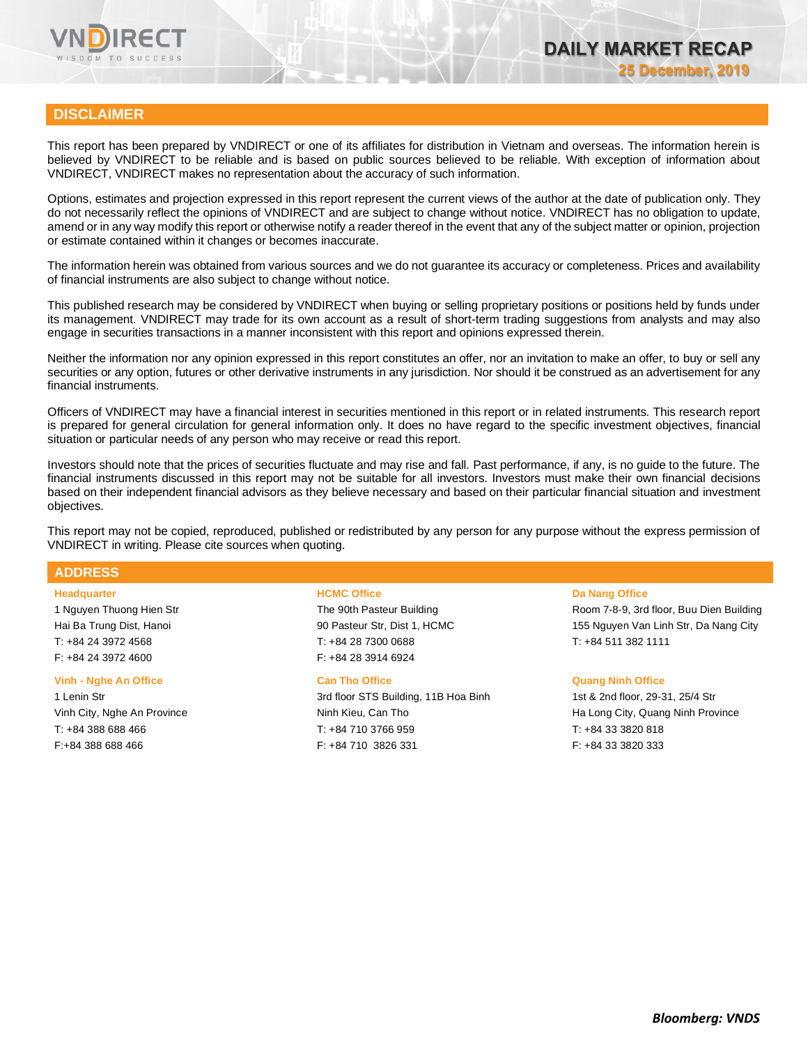# DAILY MARKET RECAP

25 December, 2019

## DISCLAIMER

This report has been prepared by VNDIRECT or one of its affiliates for distribution in Vietnam and overseas. The information herein is believed by VNDIRECT to be reliable and is based on public sources believed to be reliable. With exception of information about VNDIRECT, VNDIRECT makes no representation about the accuracy of such information.

Options, estimates and projection expressed in this report represent the current views of the author at the date of publication only. They do not necessarily reflect the opinions of VNDIRECT and are subject to change without notice. VNDIRECT has no obligation to update, amend or in any way modify this report or otherwise notify a reader thereof in the event that any of the subject matter or opinion, projection or estimate contained within it changes or becomes inaccurate.

The information herein was obtained from various sources and we do not guarantee its accuracy or completeness. Prices and availability of financial instruments are also subject to change without notice.

This published research may be considered by VNDIRECT when buying or selling proprietary positions or positions held by funds under its management. VNDIRECT may trade for its own account as a result of short-term trading suggestions from analysts and may also engage in securities transactions in a manner inconsistent with this report and opinions expressed therein.

Neither the information nor any opinion expressed in this report constitutes an offer, nor an invitation to make an offer, to buy or sell any securities or any option, futures or other derivative instruments in any jurisdiction. Nor should it be construed as an advertisement for any financial instruments.

Officers of VNDIRECT may have a financial interest in securities mentioned in this report or in related instruments. This research report is prepared for general circulation for general information only. It does no have regard to the specific investment objectives, financial situation or particular needs of any person who may receive or read this report.

Investors should note that the prices of securities fluctuate and may rise and fall. Past performance, if any, is no guide to the future. The financial instruments discussed in this report may not be suitable for all investors. Investors must make their own financial decisions based on their independent financial advisors as they believe necessary and based on their particular financial situation and investment objectives.

This report may not be copied, reproduced, published or redistributed by any person for any purpose without the express permission of VNDIRECT in writing. Please cite sources when quoting.

## ADDRESS

**Headquarter**
1 Nguyen Thuong Hien Str
Hai Ba Trung Dist, Hanoi
T: +84 24 3972 4568
F: +84 24 3972 4600

**HCMC Office**
The 90th Pasteur Building
90 Pasteur Str, Dist 1, HCMC
T: +84 28 7300 0688
F: +84 28 3914 6924

**Da Nang Office**
Room 7-8-9, 3rd floor, Buu Dien Building
155 Nguyen Van Linh Str, Da Nang City
T: +84 511 382 1111

**Vinh - Nghe An Office**
1 Lenin Str
Vinh City, Nghe An Province
T: +84 388 688 466
F:+84 388 688 466

**Can Tho Office**
3rd floor STS Building, 11B Hoa Binh
Ninh Kieu, Can Tho
T: +84 710 3766 959
F: +84 710 3826 331

**Quang Ninh Office**
1st & 2nd floor, 29-31, 25/4 Str
Ha Long City, Quang Ninh Province
T: +84 33 3820 818
F: +84 33 3820 333

*Bloomberg: VNDS*